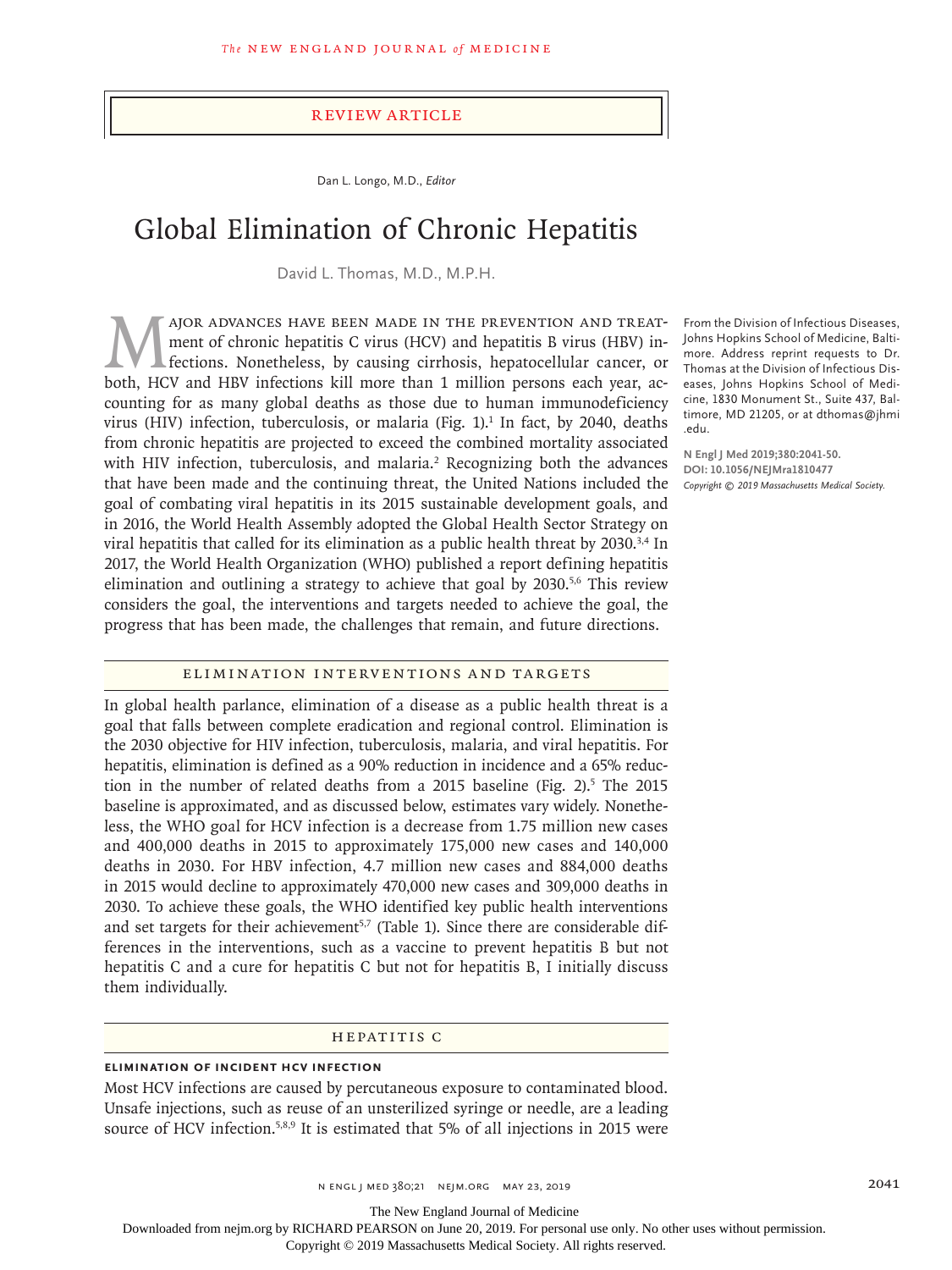Review Article

Dan L. Longo, M.D., *Editor*

# Global Elimination of Chronic Hepatitis

David L. Thomas, M.D., M.P.H.

From the Division of Infectious Diseases, Johns Hopkins School of Medicine, Baltimore. Address reprint requests to Dr. Thomas at the Division of Infectious Diseases, Johns Hopkins School of Medicine, 1830 Monument St., Suite 437, Baltimore, MD 21205, or at dthomas@jhmi.edu.

**N Engl J Med 2019;380:2041-50.**
**DOI: 10.1056/NEJMra1810477**
*Copyright © 2019 Massachusetts Medical Society.*

Major advances have been made in the prevention and treatment of chronic hepatitis C virus (HCV) and hepatitis B virus (HBV) infections. Nonetheless, by causing cirrhosis, hepatocellular cancer, or both, HCV and HBV infections kill more than 1 million persons each year, accounting for as many global deaths as those due to human immunodeficiency virus (HIV) infection, tuberculosis, or malaria (Fig. 1).[1] In fact, by 2040, deaths from chronic hepatitis are projected to exceed the combined mortality associated with HIV infection, tuberculosis, and malaria.[2] Recognizing both the advances that have been made and the continuing threat, the United Nations included the goal of combating viral hepatitis in its 2015 sustainable development goals, and in 2016, the World Health Assembly adopted the Global Health Sector Strategy on viral hepatitis that called for its elimination as a public health threat by 2030.[3,4] In 2017, the World Health Organization (WHO) published a report defining hepatitis elimination and outlining a strategy to achieve that goal by 2030.[5,6] This review considers the goal, the interventions and targets needed to achieve the goal, the progress that has been made, the challenges that remain, and future directions.

## Elimination Interventions and Targets

In global health parlance, elimination of a disease as a public health threat is a goal that falls between complete eradication and regional control. Elimination is the 2030 objective for HIV infection, tuberculosis, malaria, and viral hepatitis. For hepatitis, elimination is defined as a 90% reduction in incidence and a 65% reduction in the number of related deaths from a 2015 baseline (Fig. 2).[5] The 2015 baseline is approximated, and as discussed below, estimates vary widely. Nonetheless, the WHO goal for HCV infection is a decrease from 1.75 million new cases and 400,000 deaths in 2015 to approximately 175,000 new cases and 140,000 deaths in 2030. For HBV infection, 4.7 million new cases and 884,000 deaths in 2015 would decline to approximately 470,000 new cases and 309,000 deaths in 2030. To achieve these goals, the WHO identified key public health interventions and set targets for their achievement[5,7] (Table 1). Since there are considerable differences in the interventions, such as a vaccine to prevent hepatitis B but not hepatitis C and a cure for hepatitis C but not for hepatitis B, I initially discuss them individually.

## Hepatitis C

### Elimination of Incident HCV Infection

Most HCV infections are caused by percutaneous exposure to contaminated blood. Unsafe injections, such as reuse of an unsterilized syringe or needle, are a leading source of HCV infection.[5,8,9] It is estimated that 5% of all injections in 2015 were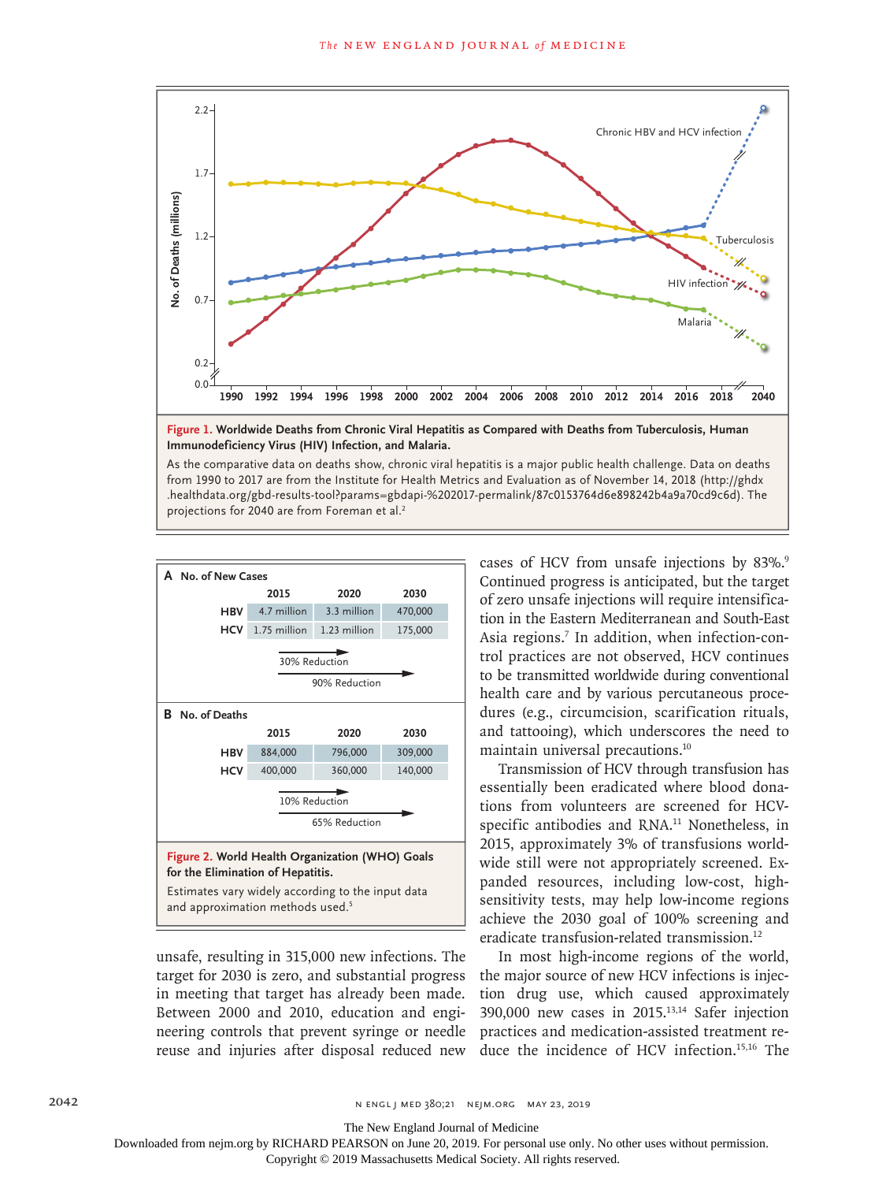**Figure 1. Worldwide Deaths from Chronic Viral Hepatitis as Compared with Deaths from Tuberculosis, Human Immunodeficiency Virus (HIV) Infection, and Malaria.**

As the comparative data on deaths show, chronic viral hepatitis is a major public health challenge. Data on deaths from 1990 to 2017 are from the Institute for Health Metrics and Evaluation as of November 14, 2018 (http://ghdx.healthdata.org/gbd-results-tool?params=gbdapi-%202017-permalink/87c0153764d6e898242b4a9a70cd9c6d). The projections for 2040 are from Foreman et al.[2]

**A No. of New Cases**

| | 2015 | 2020 | 2030 |
|---|---|---|---|
| HBV | 4.7 million | 3.3 million | 470,000 |
| HCV | 1.75 million | 1.23 million | 175,000 |

30% Reduction (2015 to 2020)

90% Reduction (2015 to 2030)

**B No. of Deaths**

| | 2015 | 2020 | 2030 |
|---|---|---|---|
| HBV | 884,000 | 796,000 | 309,000 |
| HCV | 400,000 | 360,000 | 140,000 |

10% Reduction (2015 to 2020)

65% Reduction (2015 to 2030)

**Figure 2. World Health Organization (WHO) Goals for the Elimination of Hepatitis.**

Estimates vary widely according to the input data and approximation methods used.[5]

unsafe, resulting in 315,000 new infections. The target for 2030 is zero, and substantial progress in meeting that target has already been made. Between 2000 and 2010, education and engineering controls that prevent syringe or needle reuse and injuries after disposal reduced new cases of HCV from unsafe injections by 83%.[9] Continued progress is anticipated, but the target of zero unsafe injections will require intensification in the Eastern Mediterranean and South-East Asia regions.[7] In addition, when infection-control practices are not observed, HCV continues to be transmitted worldwide during conventional health care and by various percutaneous procedures (e.g., circumcision, scarification rituals, and tattooing), which underscores the need to maintain universal precautions.[10]

Transmission of HCV through transfusion has essentially been eradicated where blood donations from volunteers are screened for HCV-specific antibodies and RNA.[11] Nonetheless, in 2015, approximately 3% of transfusions worldwide still were not appropriately screened. Expanded resources, including low-cost, high-sensitivity tests, may help low-income regions achieve the 2030 goal of 100% screening and eradicate transfusion-related transmission.[12]

In most high-income regions of the world, the major source of new HCV infections is injection drug use, which caused approximately 390,000 new cases in 2015.[13,14] Safer injection practices and medication-assisted treatment reduce the incidence of HCV infection.[15,16] The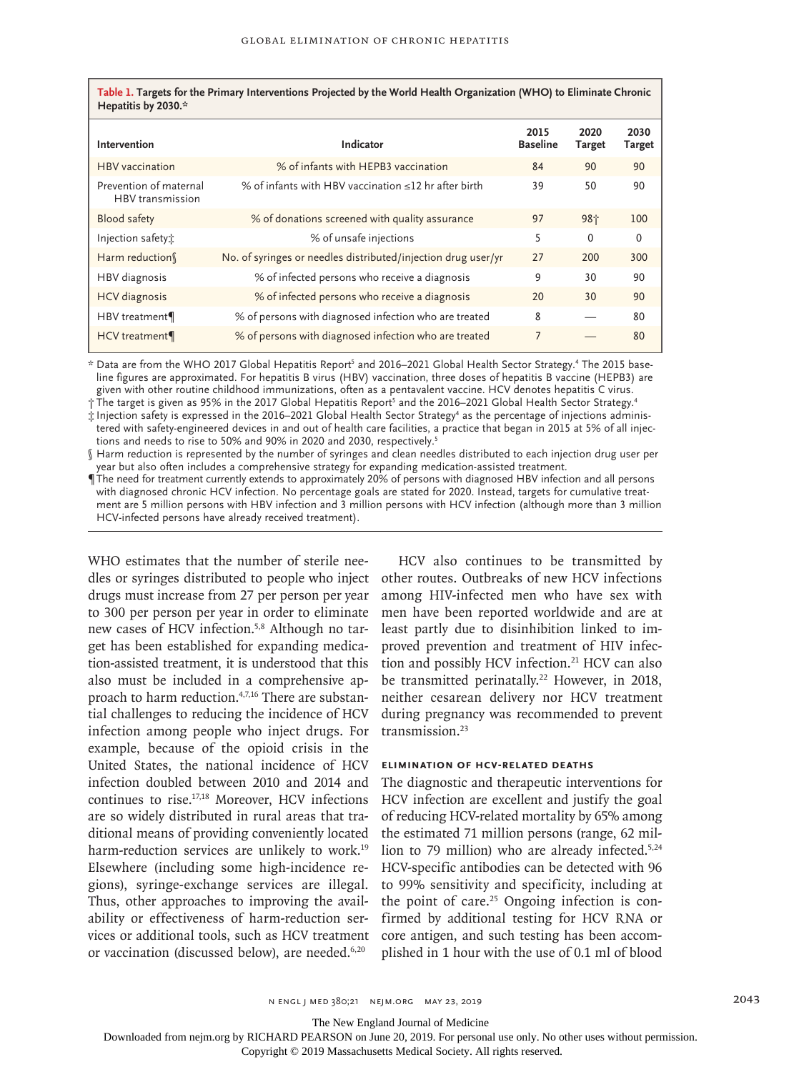**Table 1. Targets for the Primary Interventions Projected by the World Health Organization (WHO) to Eliminate Chronic Hepatitis by 2030.***

| Intervention | Indicator | 2015 Baseline | 2020 Target | 2030 Target |
|---|---|---|---|---|
| HBV vaccination | % of infants with HEPB3 vaccination | 84 | 90 | 90 |
| Prevention of maternal HBV transmission | % of infants with HBV vaccination ≤12 hr after birth | 39 | 50 | 90 |
| Blood safety | % of donations screened with quality assurance | 97 | 98† | 100 |
| Injection safety‡ | % of unsafe injections | 5 | 0 | 0 |
| Harm reduction§ | No. of syringes or needles distributed/injection drug user/yr | 27 | 200 | 300 |
| HBV diagnosis | % of infected persons who receive a diagnosis | 9 | 30 | 90 |
| HCV diagnosis | % of infected persons who receive a diagnosis | 20 | 30 | 90 |
| HBV treatment¶ | % of persons with diagnosed infection who are treated | 8 | — | 80 |
| HCV treatment¶ | % of persons with diagnosed infection who are treated | 7 | — | 80 |

\* Data are from the WHO 2017 Global Hepatitis Report[5] and 2016–2021 Global Health Sector Strategy.[4] The 2015 baseline figures are approximated. For hepatitis B virus (HBV) vaccination, three doses of hepatitis B vaccine (HEPB3) are given with other routine childhood immunizations, often as a pentavalent vaccine. HCV denotes hepatitis C virus.

† The target is given as 95% in the 2017 Global Hepatitis Report[5] and the 2016–2021 Global Health Sector Strategy.[4]

‡ Injection safety is expressed in the 2016–2021 Global Health Sector Strategy[4] as the percentage of injections administered with safety-engineered devices in and out of health care facilities, a practice that began in 2015 at 5% of all injections and needs to rise to 50% and 90% in 2020 and 2030, respectively.[5]

§ Harm reduction is represented by the number of syringes and clean needles distributed to each injection drug user per year but also often includes a comprehensive strategy for expanding medication-assisted treatment.

¶ The need for treatment currently extends to approximately 20% of persons with diagnosed HBV infection and all persons with diagnosed chronic HCV infection. No percentage goals are stated for 2020. Instead, targets for cumulative treatment are 5 million persons with HBV infection and 3 million persons with HCV infection (although more than 3 million HCV-infected persons have already received treatment).

WHO estimates that the number of sterile needles or syringes distributed to people who inject drugs must increase from 27 per person per year to 300 per person per year in order to eliminate new cases of HCV infection.[5,8] Although no target has been established for expanding medication-assisted treatment, it is understood that this also must be included in a comprehensive approach to harm reduction.[4,7,16] There are substantial challenges to reducing the incidence of HCV infection among people who inject drugs. For example, because of the opioid crisis in the United States, the national incidence of HCV infection doubled between 2010 and 2014 and continues to rise.[17,18] Moreover, HCV infections are so widely distributed in rural areas that traditional means of providing conveniently located harm-reduction services are unlikely to work.[19] Elsewhere (including some high-incidence regions), syringe-exchange services are illegal. Thus, other approaches to improving the availability or effectiveness of harm-reduction services or additional tools, such as HCV treatment or vaccination (discussed below), are needed.[6,20]

HCV also continues to be transmitted by other routes. Outbreaks of new HCV infections among HIV-infected men who have sex with men have been reported worldwide and are at least partly due to disinhibition linked to improved prevention and treatment of HIV infection and possibly HCV infection.[21] HCV can also be transmitted perinatally.[22] However, in 2018, neither cesarean delivery nor HCV treatment during pregnancy was recommended to prevent transmission.[23]

### Elimination of HCV-Related Deaths

The diagnostic and therapeutic interventions for HCV infection are excellent and justify the goal of reducing HCV-related mortality by 65% among the estimated 71 million persons (range, 62 million to 79 million) who are already infected.[5,24] HCV-specific antibodies can be detected with 96 to 99% sensitivity and specificity, including at the point of care.[25] Ongoing infection is confirmed by additional testing for HCV RNA or core antigen, and such testing has been accomplished in 1 hour with the use of 0.1 ml of blood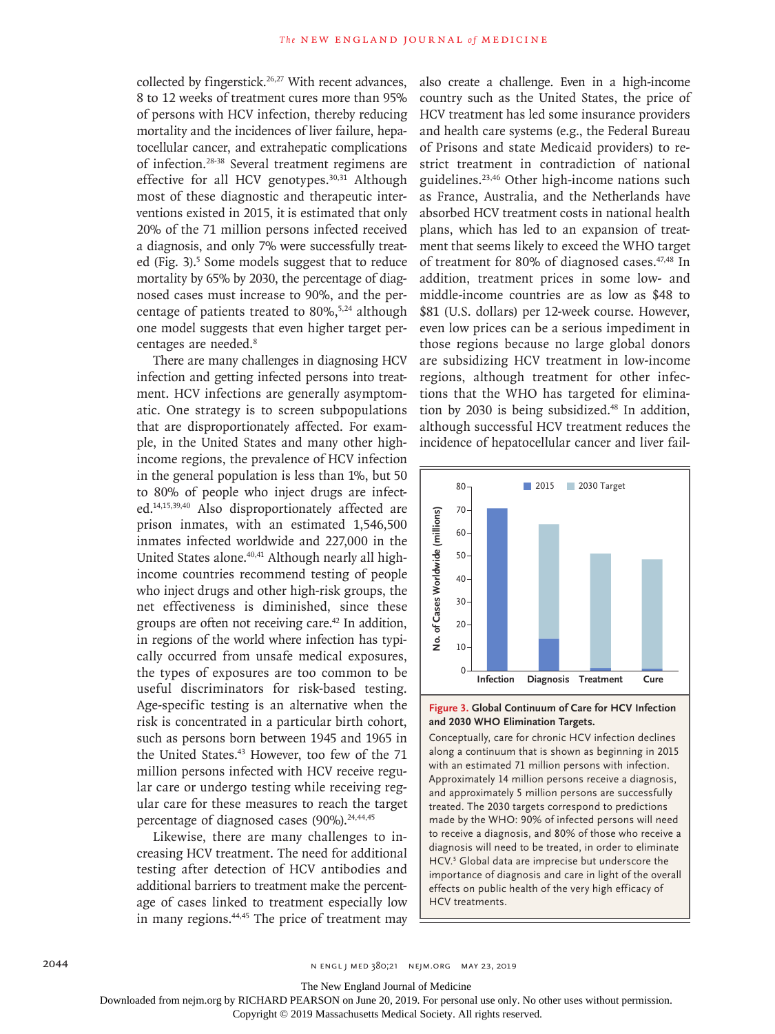collected by fingerstick.[26,27] With recent advances, 8 to 12 weeks of treatment cures more than 95% of persons with HCV infection, thereby reducing mortality and the incidences of liver failure, hepatocellular cancer, and extrahepatic complications of infection.[28-38] Several treatment regimens are effective for all HCV genotypes.[30,31] Although most of these diagnostic and therapeutic interventions existed in 2015, it is estimated that only 20% of the 71 million persons infected received a diagnosis, and only 7% were successfully treated (Fig. 3).[5] Some models suggest that to reduce mortality by 65% by 2030, the percentage of diagnosed cases must increase to 90%, and the percentage of patients treated to 80%,[5,24] although one model suggests that even higher target percentages are needed.[8]

There are many challenges in diagnosing HCV infection and getting infected persons into treatment. HCV infections are generally asymptomatic. One strategy is to screen subpopulations that are disproportionately affected. For example, in the United States and many other high-income regions, the prevalence of HCV infection in the general population is less than 1%, but 50 to 80% of people who inject drugs are infected.[14,15,39,40] Also disproportionately affected are prison inmates, with an estimated 1,546,500 inmates infected worldwide and 227,000 in the United States alone.[40,41] Although nearly all high-income countries recommend testing of people who inject drugs and other high-risk groups, the net effectiveness is diminished, since these groups are often not receiving care.[42] In addition, in regions of the world where infection has typically occurred from unsafe medical exposures, the types of exposures are too common to be useful discriminators for risk-based testing. Age-specific testing is an alternative when the risk is concentrated in a particular birth cohort, such as persons born between 1945 and 1965 in the United States.[43] However, too few of the 71 million persons infected with HCV receive regular care or undergo testing while receiving regular care for these measures to reach the target percentage of diagnosed cases (90%).[24,44,45]

Likewise, there are many challenges to increasing HCV treatment. The need for additional testing after detection of HCV antibodies and additional barriers to treatment make the percentage of cases linked to treatment especially low in many regions.[44,45] The price of treatment may also create a challenge. Even in a high-income country such as the United States, the price of HCV treatment has led some insurance providers and health care systems (e.g., the Federal Bureau of Prisons and state Medicaid providers) to restrict treatment in contradiction of national guidelines.[23,46] Other high-income nations such as France, Australia, and the Netherlands have absorbed HCV treatment costs in national health plans, which has led to an expansion of treatment that seems likely to exceed the WHO target of treatment for 80% of diagnosed cases.[47,48] In addition, treatment prices in some low- and middle-income countries are as low as $48 to $81 (U.S. dollars) per 12-week course. However, even low prices can be a serious impediment in those regions because no large global donors are subsidizing HCV treatment in low-income regions, although treatment for other infections that the WHO has targeted for elimination by 2030 is being subsidized.[48] In addition, although successful HCV treatment reduces the incidence of hepatocellular cancer and liver fail-

**Figure 3. Global Continuum of Care for HCV Infection and 2030 WHO Elimination Targets.**

Conceptually, care for chronic HCV infection declines along a continuum that is shown as beginning in 2015 with an estimated 71 million persons with infection. Approximately 14 million persons receive a diagnosis, and approximately 5 million persons are successfully treated. The 2030 targets correspond to predictions made by the WHO: 90% of infected persons will need to receive a diagnosis, and 80% of those who receive a diagnosis will need to be treated, in order to eliminate HCV.[5] Global data are imprecise but underscore the importance of diagnosis and care in light of the overall effects on public health of the very high efficacy of HCV treatments.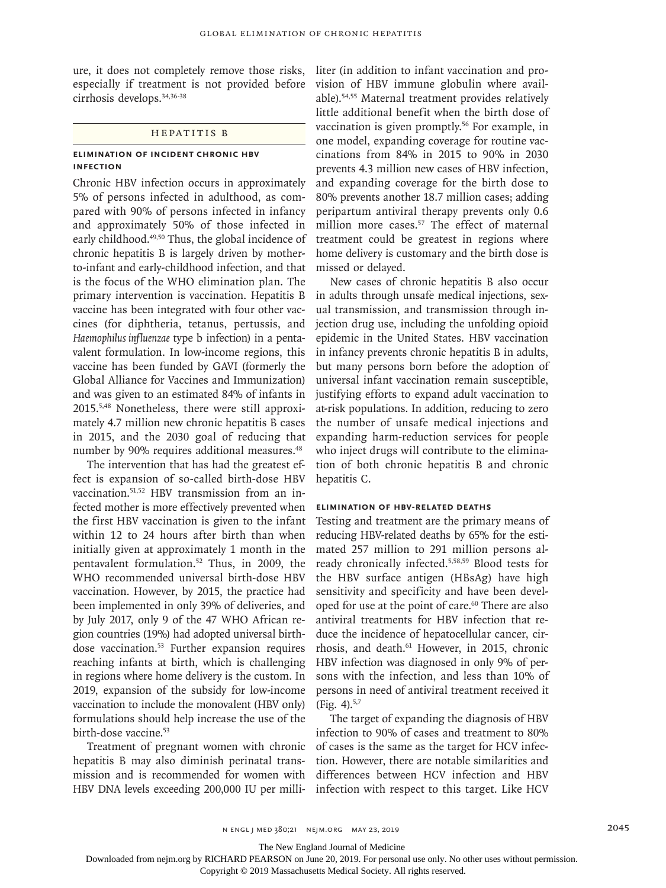ure, it does not completely remove those risks, especially if treatment is not provided before cirrhosis develops.[34,36-38]

## Hepatitis B

### Elimination of Incident Chronic HBV Infection

Chronic HBV infection occurs in approximately 5% of persons infected in adulthood, as compared with 90% of persons infected in infancy and approximately 50% of those infected in early childhood.[49,50] Thus, the global incidence of chronic hepatitis B is largely driven by mother-to-infant and early-childhood infection, and that is the focus of the WHO elimination plan. The primary intervention is vaccination. Hepatitis B vaccine has been integrated with four other vaccines (for diphtheria, tetanus, pertussis, and *Haemophilus influenzae* type b infection) in a pentavalent formulation. In low-income regions, this vaccine has been funded by GAVI (formerly the Global Alliance for Vaccines and Immunization) and was given to an estimated 84% of infants in 2015.[5,48] Nonetheless, there were still approximately 4.7 million new chronic hepatitis B cases in 2015, and the 2030 goal of reducing that number by 90% requires additional measures.[48]

The intervention that has had the greatest effect is expansion of so-called birth-dose HBV vaccination.[51,52] HBV transmission from an infected mother is more effectively prevented when the first HBV vaccination is given to the infant within 12 to 24 hours after birth than when initially given at approximately 1 month in the pentavalent formulation.[52] Thus, in 2009, the WHO recommended universal birth-dose HBV vaccination. However, by 2015, the practice had been implemented in only 39% of deliveries, and by July 2017, only 9 of the 47 WHO African region countries (19%) had adopted universal birth-dose vaccination.[53] Further expansion requires reaching infants at birth, which is challenging in regions where home delivery is the custom. In 2019, expansion of the subsidy for low-income vaccination to include the monovalent (HBV only) formulations should help increase the use of the birth-dose vaccine.[53]

Treatment of pregnant women with chronic hepatitis B may also diminish perinatal transmission and is recommended for women with HBV DNA levels exceeding 200,000 IU per milliliter (in addition to infant vaccination and provision of HBV immune globulin where available).[54,55] Maternal treatment provides relatively little additional benefit when the birth dose of vaccination is given promptly.[56] For example, in one model, expanding coverage for routine vaccinations from 84% in 2015 to 90% in 2030 prevents 4.3 million new cases of HBV infection, and expanding coverage for the birth dose to 80% prevents another 18.7 million cases; adding peripartum antiviral therapy prevents only 0.6 million more cases.[57] The effect of maternal treatment could be greatest in regions where home delivery is customary and the birth dose is missed or delayed.

New cases of chronic hepatitis B also occur in adults through unsafe medical injections, sexual transmission, and transmission through injection drug use, including the unfolding opioid epidemic in the United States. HBV vaccination in infancy prevents chronic hepatitis B in adults, but many persons born before the adoption of universal infant vaccination remain susceptible, justifying efforts to expand adult vaccination to at-risk populations. In addition, reducing to zero the number of unsafe medical injections and expanding harm-reduction services for people who inject drugs will contribute to the elimination of both chronic hepatitis B and chronic hepatitis C.

### Elimination of HBV-Related Deaths

Testing and treatment are the primary means of reducing HBV-related deaths by 65% for the estimated 257 million to 291 million persons already chronically infected.[5,58,59] Blood tests for the HBV surface antigen (HBsAg) have high sensitivity and specificity and have been developed for use at the point of care.[60] There are also antiviral treatments for HBV infection that reduce the incidence of hepatocellular cancer, cirrhosis, and death.[61] However, in 2015, chronic HBV infection was diagnosed in only 9% of persons with the infection, and less than 10% of persons in need of antiviral treatment received it (Fig. 4).[5,7]

The target of expanding the diagnosis of HBV infection to 90% of cases and treatment to 80% of cases is the same as the target for HCV infection. However, there are notable similarities and differences between HCV infection and HBV infection with respect to this target. Like HCV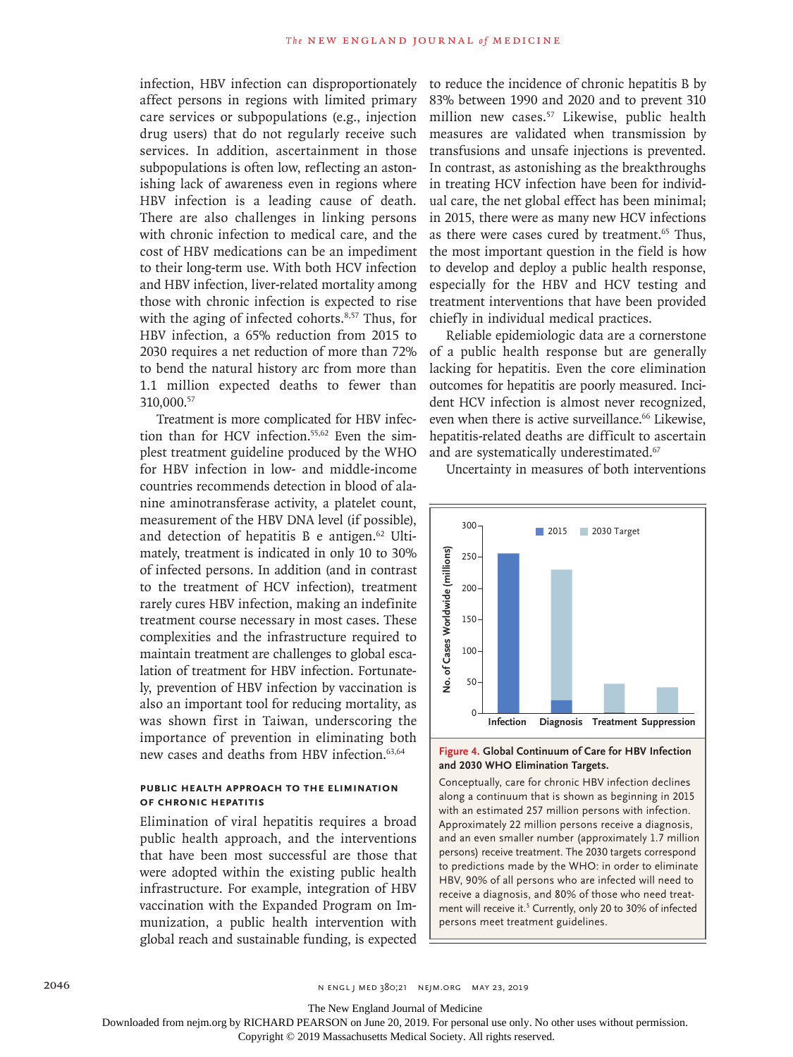infection, HBV infection can disproportionately affect persons in regions with limited primary care services or subpopulations (e.g., injection drug users) that do not regularly receive such services. In addition, ascertainment in those subpopulations is often low, reflecting an astonishing lack of awareness even in regions where HBV infection is a leading cause of death. There are also challenges in linking persons with chronic infection to medical care, and the cost of HBV medications can be an impediment to their long-term use. With both HCV infection and HBV infection, liver-related mortality among those with chronic infection is expected to rise with the aging of infected cohorts.[8,57] Thus, for HBV infection, a 65% reduction from 2015 to 2030 requires a net reduction of more than 72% to bend the natural history arc from more than 1.1 million expected deaths to fewer than 310,000.[57]

Treatment is more complicated for HBV infection than for HCV infection.[55,62] Even the simplest treatment guideline produced by the WHO for HBV infection in low- and middle-income countries recommends detection in blood of alanine aminotransferase activity, a platelet count, measurement of the HBV DNA level (if possible), and detection of hepatitis B e antigen.[62] Ultimately, treatment is indicated in only 10 to 30% of infected persons. In addition (and in contrast to the treatment of HCV infection), treatment rarely cures HBV infection, making an indefinite treatment course necessary in most cases. These complexities and the infrastructure required to maintain treatment are challenges to global escalation of treatment for HBV infection. Fortunately, prevention of HBV infection by vaccination is also an important tool for reducing mortality, as was shown first in Taiwan, underscoring the importance of prevention in eliminating both new cases and deaths from HBV infection.[63,64]

### PUBLIC HEALTH APPROACH TO THE ELIMINATION OF CHRONIC HEPATITIS

Elimination of viral hepatitis requires a broad public health approach, and the interventions that have been most successful are those that were adopted within the existing public health infrastructure. For example, integration of HBV vaccination with the Expanded Program on Immunization, a public health intervention with global reach and sustainable funding, is expected to reduce the incidence of chronic hepatitis B by 83% between 1990 and 2020 and to prevent 310 million new cases.[57] Likewise, public health measures are validated when transmission by transfusions and unsafe injections is prevented. In contrast, as astonishing as the breakthroughs in treating HCV infection have been for individual care, the net global effect has been minimal; in 2015, there were as many new HCV infections as there were cases cured by treatment.[65] Thus, the most important question in the field is how to develop and deploy a public health response, especially for the HBV and HCV testing and treatment interventions that have been provided chiefly in individual medical practices.

Reliable epidemiologic data are a cornerstone of a public health response but are generally lacking for hepatitis. Even the core elimination outcomes for hepatitis are poorly measured. Incident HCV infection is almost never recognized, even when there is active surveillance.[66] Likewise, hepatitis-related deaths are difficult to ascertain and are systematically underestimated.[67]

Uncertainty in measures of both interventions

**Figure 4. Global Continuum of Care for HBV Infection and 2030 WHO Elimination Targets.**

Conceptually, care for chronic HBV infection declines along a continuum that is shown as beginning in 2015 with an estimated 257 million persons with infection. Approximately 22 million persons receive a diagnosis, and an even smaller number (approximately 1.7 million persons) receive treatment. The 2030 targets correspond to predictions made by the WHO: in order to eliminate HBV, 90% of all persons who are infected will need to receive a diagnosis, and 80% of those who need treatment will receive it.[5] Currently, only 20 to 30% of infected persons meet treatment guidelines.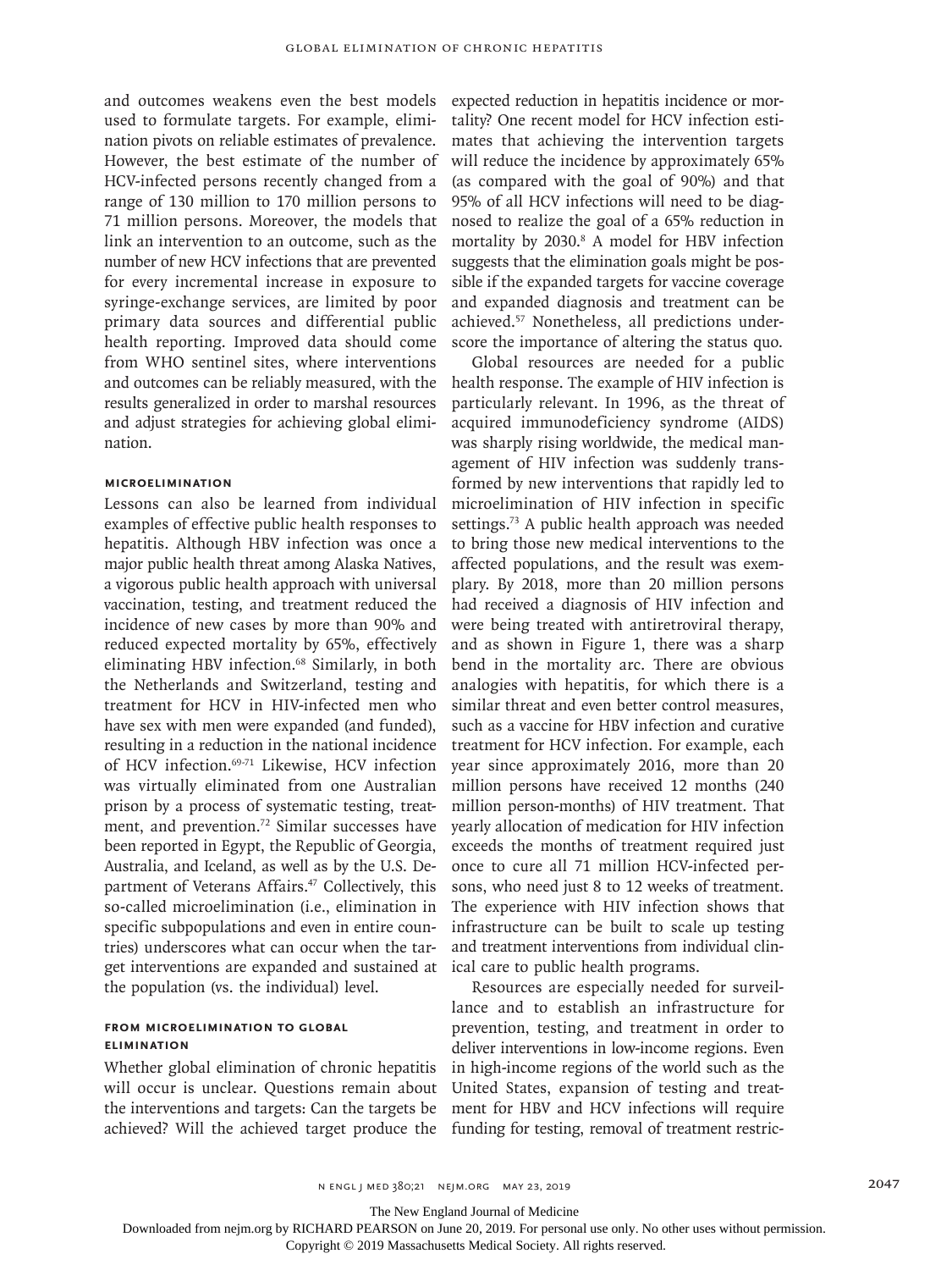and outcomes weakens even the best models used to formulate targets. For example, elimination pivots on reliable estimates of prevalence. However, the best estimate of the number of HCV-infected persons recently changed from a range of 130 million to 170 million persons to 71 million persons. Moreover, the models that link an intervention to an outcome, such as the number of new HCV infections that are prevented for every incremental increase in exposure to syringe-exchange services, are limited by poor primary data sources and differential public health reporting. Improved data should come from WHO sentinel sites, where interventions and outcomes can be reliably measured, with the results generalized in order to marshal resources and adjust strategies for achieving global elimination.

### Microelimination

Lessons can also be learned from individual examples of effective public health responses to hepatitis. Although HBV infection was once a major public health threat among Alaska Natives, a vigorous public health approach with universal vaccination, testing, and treatment reduced the incidence of new cases by more than 90% and reduced expected mortality by 65%, effectively eliminating HBV infection.[68] Similarly, in both the Netherlands and Switzerland, testing and treatment for HCV in HIV-infected men who have sex with men were expanded (and funded), resulting in a reduction in the national incidence of HCV infection.[69-71] Likewise, HCV infection was virtually eliminated from one Australian prison by a process of systematic testing, treatment, and prevention.[72] Similar successes have been reported in Egypt, the Republic of Georgia, Australia, and Iceland, as well as by the U.S. Department of Veterans Affairs.[47] Collectively, this so-called microelimination (i.e., elimination in specific subpopulations and even in entire countries) underscores what can occur when the target interventions are expanded and sustained at the population (vs. the individual) level.

### From Microelimination to Global Elimination

Whether global elimination of chronic hepatitis will occur is unclear. Questions remain about the interventions and targets: Can the targets be achieved? Will the achieved target produce the expected reduction in hepatitis incidence or mortality? One recent model for HCV infection estimates that achieving the intervention targets will reduce the incidence by approximately 65% (as compared with the goal of 90%) and that 95% of all HCV infections will need to be diagnosed to realize the goal of a 65% reduction in mortality by 2030.[8] A model for HBV infection suggests that the elimination goals might be possible if the expanded targets for vaccine coverage and expanded diagnosis and treatment can be achieved.[57] Nonetheless, all predictions underscore the importance of altering the status quo.

Global resources are needed for a public health response. The example of HIV infection is particularly relevant. In 1996, as the threat of acquired immunodeficiency syndrome (AIDS) was sharply rising worldwide, the medical management of HIV infection was suddenly transformed by new interventions that rapidly led to microelimination of HIV infection in specific settings.[73] A public health approach was needed to bring those new medical interventions to the affected populations, and the result was exemplary. By 2018, more than 20 million persons had received a diagnosis of HIV infection and were being treated with antiretroviral therapy, and as shown in Figure 1, there was a sharp bend in the mortality arc. There are obvious analogies with hepatitis, for which there is a similar threat and even better control measures, such as a vaccine for HBV infection and curative treatment for HCV infection. For example, each year since approximately 2016, more than 20 million persons have received 12 months (240 million person-months) of HIV treatment. That yearly allocation of medication for HIV infection exceeds the months of treatment required just once to cure all 71 million HCV-infected persons, who need just 8 to 12 weeks of treatment. The experience with HIV infection shows that infrastructure can be built to scale up testing and treatment interventions from individual clinical care to public health programs.

Resources are especially needed for surveillance and to establish an infrastructure for prevention, testing, and treatment in order to deliver interventions in low-income regions. Even in high-income regions of the world such as the United States, expansion of testing and treatment for HBV and HCV infections will require funding for testing, removal of treatment restric-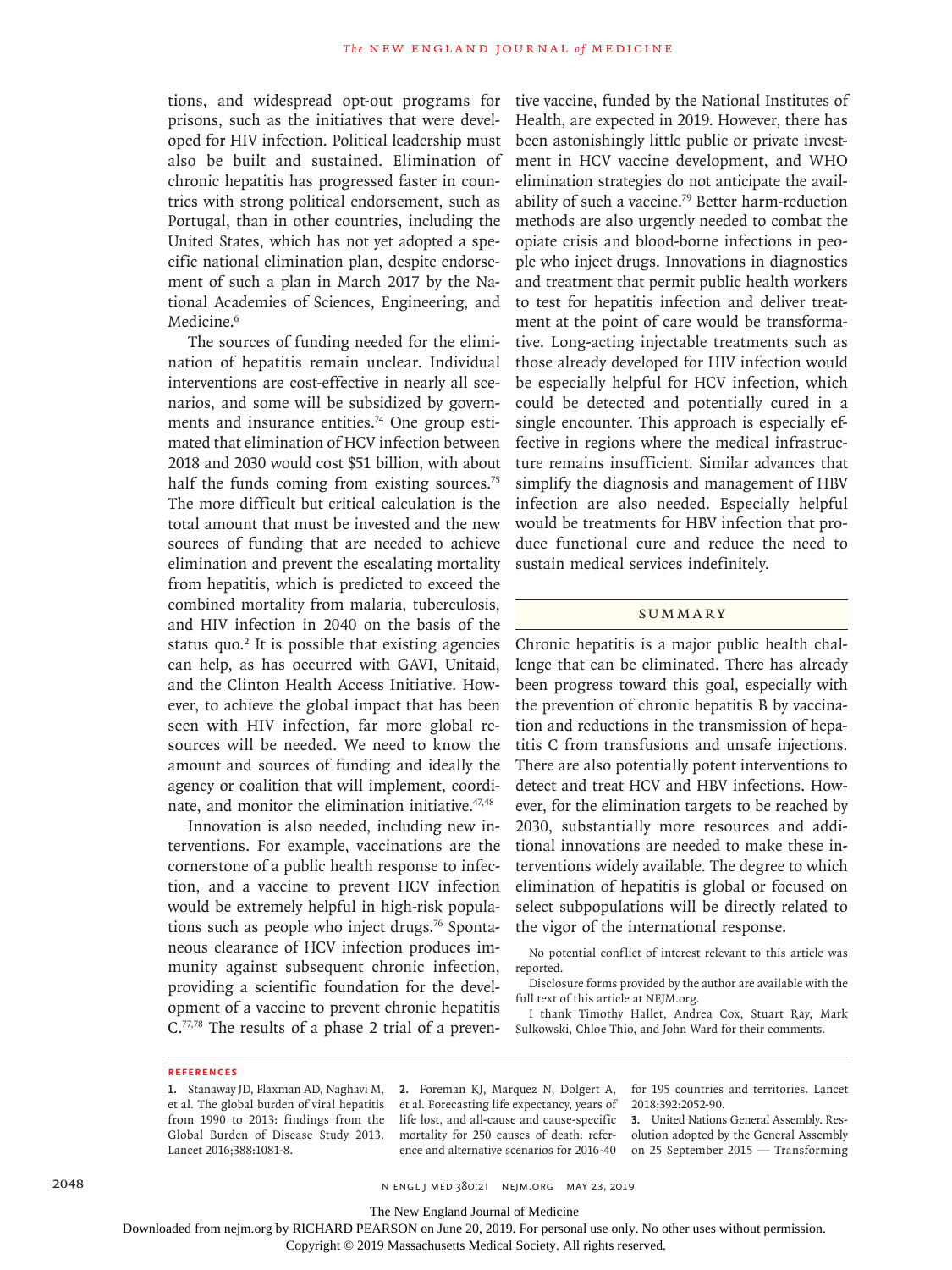tions, and widespread opt-out programs for prisons, such as the initiatives that were developed for HIV infection. Political leadership must also be built and sustained. Elimination of chronic hepatitis has progressed faster in countries with strong political endorsement, such as Portugal, than in other countries, including the United States, which has not yet adopted a specific national elimination plan, despite endorsement of such a plan in March 2017 by the National Academies of Sciences, Engineering, and Medicine.[6]

The sources of funding needed for the elimination of hepatitis remain unclear. Individual interventions are cost-effective in nearly all scenarios, and some will be subsidized by governments and insurance entities.[74] One group estimated that elimination of HCV infection between 2018 and 2030 would cost $51 billion, with about half the funds coming from existing sources.[75] The more difficult but critical calculation is the total amount that must be invested and the new sources of funding that are needed to achieve elimination and prevent the escalating mortality from hepatitis, which is predicted to exceed the combined mortality from malaria, tuberculosis, and HIV infection in 2040 on the basis of the status quo.[2] It is possible that existing agencies can help, as has occurred with GAVI, Unitaid, and the Clinton Health Access Initiative. However, to achieve the global impact that has been seen with HIV infection, far more global resources will be needed. We need to know the amount and sources of funding and ideally the agency or coalition that will implement, coordinate, and monitor the elimination initiative.[47,48]

Innovation is also needed, including new interventions. For example, vaccinations are the cornerstone of a public health response to infection, and a vaccine to prevent HCV infection would be extremely helpful in high-risk populations such as people who inject drugs.[76] Spontaneous clearance of HCV infection produces immunity against subsequent chronic infection, providing a scientific foundation for the development of a vaccine to prevent chronic hepatitis C.[77,78] The results of a phase 2 trial of a preventive vaccine, funded by the National Institutes of Health, are expected in 2019. However, there has been astonishingly little public or private investment in HCV vaccine development, and WHO elimination strategies do not anticipate the availability of such a vaccine.[79] Better harm-reduction methods are also urgently needed to combat the opiate crisis and blood-borne infections in people who inject drugs. Innovations in diagnostics and treatment that permit public health workers to test for hepatitis infection and deliver treatment at the point of care would be transformative. Long-acting injectable treatments such as those already developed for HIV infection would be especially helpful for HCV infection, which could be detected and potentially cured in a single encounter. This approach is especially effective in regions where the medical infrastructure remains insufficient. Similar advances that simplify the diagnosis and management of HBV infection are also needed. Especially helpful would be treatments for HBV infection that produce functional cure and reduce the need to sustain medical services indefinitely.

## SUMMARY

Chronic hepatitis is a major public health challenge that can be eliminated. There has already been progress toward this goal, especially with the prevention of chronic hepatitis B by vaccination and reductions in the transmission of hepatitis C from transfusions and unsafe injections. There are also potentially potent interventions to detect and treat HCV and HBV infections. However, for the elimination targets to be reached by 2030, substantially more resources and additional innovations are needed to make these interventions widely available. The degree to which elimination of hepatitis is global or focused on select subpopulations will be directly related to the vigor of the international response.

No potential conflict of interest relevant to this article was reported.

Disclosure forms provided by the author are available with the full text of this article at NEJM.org.

I thank Timothy Hallet, Andrea Cox, Stuart Ray, Mark Sulkowski, Chloe Thio, and John Ward for their comments.

### REFERENCES

1. Stanaway JD, Flaxman AD, Naghavi M, et al. The global burden of viral hepatitis from 1990 to 2013: findings from the Global Burden of Disease Study 2013. Lancet 2016;388:1081-8.
2. Foreman KJ, Marquez N, Dolgert A, et al. Forecasting life expectancy, years of life lost, and all-cause and cause-specific mortality for 250 causes of death: reference and alternative scenarios for 2016-40 for 195 countries and territories. Lancet 2018;392:2052-90.
3. United Nations General Assembly. Resolution adopted by the General Assembly on 25 September 2015 — Transforming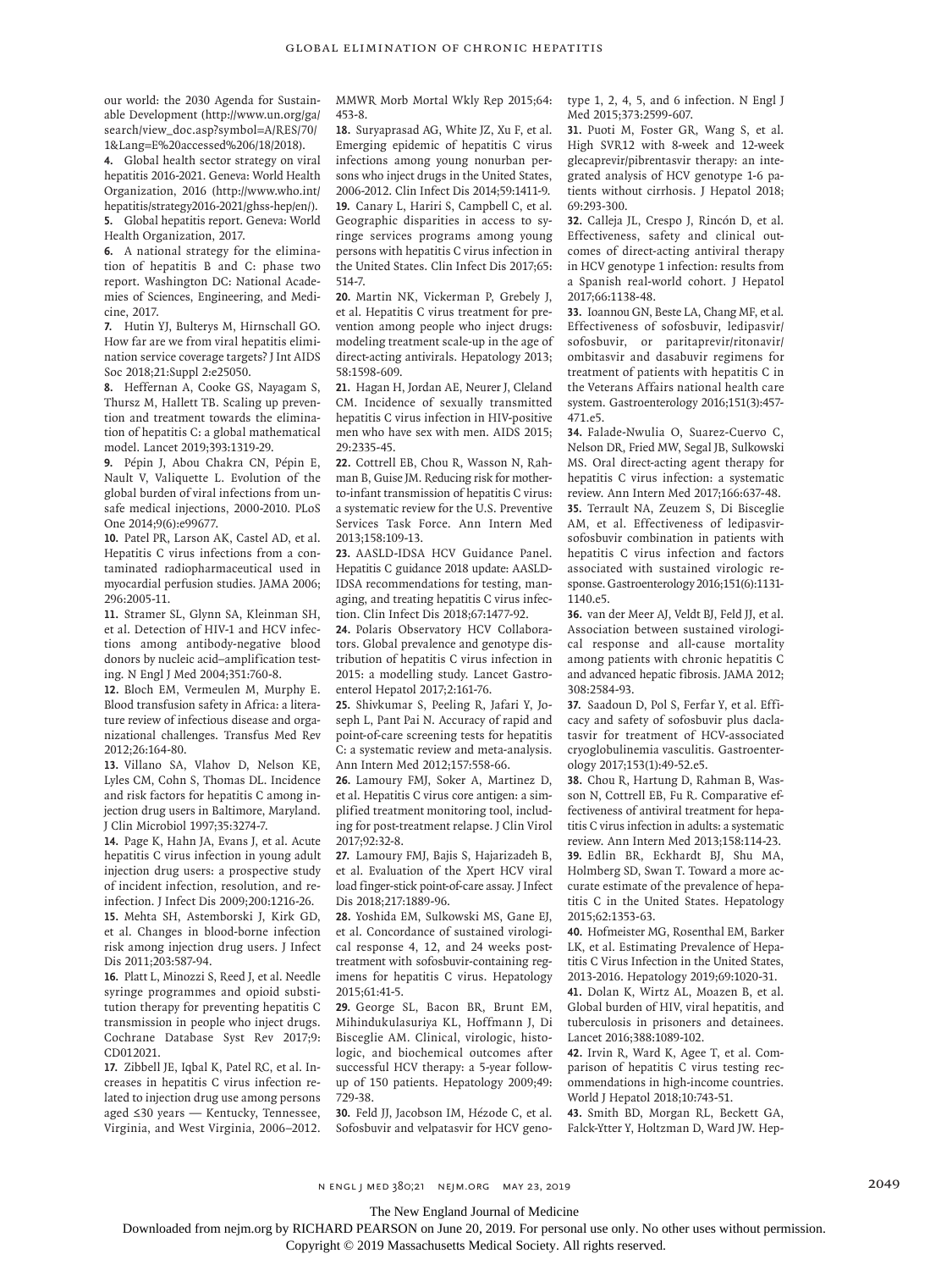our world: the 2030 Agenda for Sustainable Development (http://www.un.org/ga/search/view_doc.asp?symbol=A/RES/70/1&Lang=E%20accessed%206/18/2018).

4. Global health sector strategy on viral hepatitis 2016-2021. Geneva: World Health Organization, 2016 (http://www.who.int/hepatitis/strategy2016-2021/ghss-hep/en/).

5. Global hepatitis report. Geneva: World Health Organization, 2017.

6. A national strategy for the elimination of hepatitis B and C: phase two report. Washington DC: National Academies of Sciences, Engineering, and Medicine, 2017.

7. Hutin YJ, Bulterys M, Hirnschall GO. How far are we from viral hepatitis elimination service coverage targets? J Int AIDS Soc 2018;21:Suppl 2:e25050.

8. Heffernan A, Cooke GS, Nayagam S, Thursz M, Hallett TB. Scaling up prevention and treatment towards the elimination of hepatitis C: a global mathematical model. Lancet 2019;393:1319-29.

9. Pépin J, Abou Chakra CN, Pépin E, Nault V, Valiquette L. Evolution of the global burden of viral infections from unsafe medical injections, 2000-2010. PLoS One 2014;9(6):e99677.

10. Patel PR, Larson AK, Castel AD, et al. Hepatitis C virus infections from a contaminated radiopharmaceutical used in myocardial perfusion studies. JAMA 2006;296:2005-11.

11. Stramer SL, Glynn SA, Kleinman SH, et al. Detection of HIV-1 and HCV infections among antibody-negative blood donors by nucleic acid–amplification testing. N Engl J Med 2004;351:760-8.

12. Bloch EM, Vermeulen M, Murphy E. Blood transfusion safety in Africa: a literature review of infectious disease and organizational challenges. Transfus Med Rev 2012;26:164-80.

13. Villano SA, Vlahov D, Nelson KE, Lyles CM, Cohn S, Thomas DL. Incidence and risk factors for hepatitis C among injection drug users in Baltimore, Maryland. J Clin Microbiol 1997;35:3274-7.

14. Page K, Hahn JA, Evans J, et al. Acute hepatitis C virus infection in young adult injection drug users: a prospective study of incident infection, resolution, and reinfection. J Infect Dis 2009;200:1216-26.

15. Mehta SH, Astemborski J, Kirk GD, et al. Changes in blood-borne infection risk among injection drug users. J Infect Dis 2011;203:587-94.

16. Platt L, Minozzi S, Reed J, et al. Needle syringe programmes and opioid substitution therapy for preventing hepatitis C transmission in people who inject drugs. Cochrane Database Syst Rev 2017;9:CD012021.

17. Zibbell JE, Iqbal K, Patel RC, et al. Increases in hepatitis C virus infection related to injection drug use among persons aged ≤30 years — Kentucky, Tennessee, Virginia, and West Virginia, 2006–2012. MMWR Morb Mortal Wkly Rep 2015;64:453-8.

18. Suryaprasad AG, White JZ, Xu F, et al. Emerging epidemic of hepatitis C virus infections among young nonurban persons who inject drugs in the United States, 2006-2012. Clin Infect Dis 2014;59:1411-9.

19. Canary L, Hariri S, Campbell C, et al. Geographic disparities in access to syringe services programs among young persons with hepatitis C virus infection in the United States. Clin Infect Dis 2017;65:514-7.

20. Martin NK, Vickerman P, Grebely J, et al. Hepatitis C virus treatment for prevention among people who inject drugs: modeling treatment scale-up in the age of direct-acting antivirals. Hepatology 2013;58:1598-609.

21. Hagan H, Jordan AE, Neurer J, Cleland CM. Incidence of sexually transmitted hepatitis C virus infection in HIV-positive men who have sex with men. AIDS 2015;29:2335-45.

22. Cottrell EB, Chou R, Wasson N, Rahman B, Guise JM. Reducing risk for mother-to-infant transmission of hepatitis C virus: a systematic review for the U.S. Preventive Services Task Force. Ann Intern Med 2013;158:109-13.

23. AASLD-IDSA HCV Guidance Panel. Hepatitis C guidance 2018 update: AASLD-IDSA recommendations for testing, managing, and treating hepatitis C virus infection. Clin Infect Dis 2018;67:1477-92.

24. Polaris Observatory HCV Collaborators. Global prevalence and genotype distribution of hepatitis C virus infection in 2015: a modelling study. Lancet Gastroenterol Hepatol 2017;2:161-76.

25. Shivkumar S, Peeling R, Jafari Y, Joseph L, Pant Pai N. Accuracy of rapid and point-of-care screening tests for hepatitis C: a systematic review and meta-analysis. Ann Intern Med 2012;157:558-66.

26. Lamoury FMJ, Soker A, Martinez D, et al. Hepatitis C virus core antigen: a simplified treatment monitoring tool, including for post-treatment relapse. J Clin Virol 2017;92:32-8.

27. Lamoury FMJ, Bajis S, Hajarizadeh B, et al. Evaluation of the Xpert HCV viral load finger-stick point-of-care assay. J Infect Dis 2018;217:1889-96.

28. Yoshida EM, Sulkowski MS, Gane EJ, et al. Concordance of sustained virological response 4, 12, and 24 weeks post-treatment with sofosbuvir-containing regimens for hepatitis C virus. Hepatology 2015;61:41-5.

29. George SL, Bacon BR, Brunt EM, Mihindukulasuriya KL, Hoffmann J, Di Bisceglie AM. Clinical, virologic, histologic, and biochemical outcomes after successful HCV therapy: a 5-year follow-up of 150 patients. Hepatology 2009;49:729-38.

30. Feld JJ, Jacobson IM, Hézode C, et al. Sofosbuvir and velpatasvir for HCV genotype 1, 2, 4, 5, and 6 infection. N Engl J Med 2015;373:2599-607.

31. Puoti M, Foster GR, Wang S, et al. High SVR12 with 8-week and 12-week glecaprevir/pibrentasvir therapy: an integrated analysis of HCV genotype 1-6 patients without cirrhosis. J Hepatol 2018;69:293-300.

32. Calleja JL, Crespo J, Rincón D, et al. Effectiveness, safety and clinical outcomes of direct-acting antiviral therapy in HCV genotype 1 infection: results from a Spanish real-world cohort. J Hepatol 2017;66:1138-48.

33. Ioannou GN, Beste LA, Chang MF, et al. Effectiveness of sofosbuvir, ledipasvir/sofosbuvir, or paritaprevir/ritonavir/ombitasvir and dasabuvir regimens for treatment of patients with hepatitis C in the Veterans Affairs national health care system. Gastroenterology 2016;151(3):457-471.e5.

34. Falade-Nwulia O, Suarez-Cuervo C, Nelson DR, Fried MW, Segal JB, Sulkowski MS. Oral direct-acting agent therapy for hepatitis C virus infection: a systematic review. Ann Intern Med 2017;166:637-48.

35. Terrault NA, Zeuzem S, Di Bisceglie AM, et al. Effectiveness of ledipasvir-sofosbuvir combination in patients with hepatitis C virus infection and factors associated with sustained virologic response. Gastroenterology 2016;151(6):1131-1140.e5.

36. van der Meer AJ, Veldt BJ, Feld JJ, et al. Association between sustained virological response and all-cause mortality among patients with chronic hepatitis C and advanced hepatic fibrosis. JAMA 2012;308:2584-93.

37. Saadoun D, Pol S, Ferfar Y, et al. Efficacy and safety of sofosbuvir plus daclatasvir for treatment of HCV-associated cryoglobulinemia vasculitis. Gastroenterology 2017;153(1):49-52.e5.

38. Chou R, Hartung D, Rahman B, Wasson N, Cottrell EB, Fu R. Comparative effectiveness of antiviral treatment for hepatitis C virus infection in adults: a systematic review. Ann Intern Med 2013;158:114-23.

39. Edlin BR, Eckhardt BJ, Shu MA, Holmberg SD, Swan T. Toward a more accurate estimate of the prevalence of hepatitis C in the United States. Hepatology 2015;62:1353-63.

40. Hofmeister MG, Rosenthal EM, Barker LK, et al. Estimating Prevalence of Hepatitis C Virus Infection in the United States, 2013-2016. Hepatology 2019;69:1020-31.

41. Dolan K, Wirtz AL, Moazen B, et al. Global burden of HIV, viral hepatitis, and tuberculosis in prisoners and detainees. Lancet 2016;388:1089-102.

42. Irvin R, Ward K, Agee T, et al. Comparison of hepatitis C virus testing recommendations in high-income countries. World J Hepatol 2018;10:743-51.

43. Smith BD, Morgan RL, Beckett GA, Falck-Ytter Y, Holtzman D, Ward JW. Hep-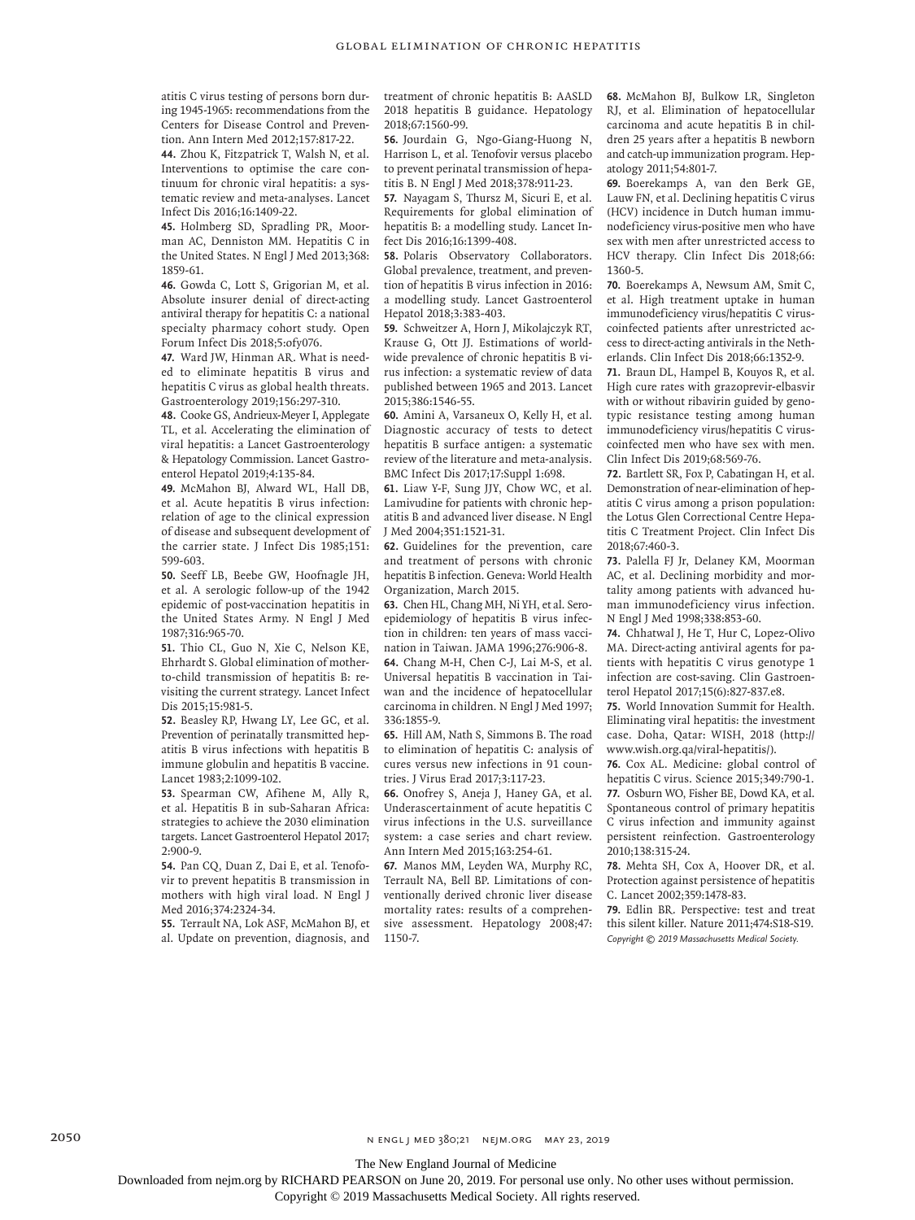atitis C virus testing of persons born during 1945-1965: recommendations from the Centers for Disease Control and Prevention. Ann Intern Med 2012;157:817-22.

**44.** Zhou K, Fitzpatrick T, Walsh N, et al. Interventions to optimise the care continuum for chronic viral hepatitis: a systematic review and meta-analyses. Lancet Infect Dis 2016;16:1409-22.

**45.** Holmberg SD, Spradling PR, Moorman AC, Denniston MM. Hepatitis C in the United States. N Engl J Med 2013;368:1859-61.

**46.** Gowda C, Lott S, Grigorian M, et al. Absolute insurer denial of direct-acting antiviral therapy for hepatitis C: a national specialty pharmacy cohort study. Open Forum Infect Dis 2018;5:ofy076.

**47.** Ward JW, Hinman AR. What is needed to eliminate hepatitis B virus and hepatitis C virus as global health threats. Gastroenterology 2019;156:297-310.

**48.** Cooke GS, Andrieux-Meyer I, Applegate TL, et al. Accelerating the elimination of viral hepatitis: a Lancet Gastroenterology & Hepatology Commission. Lancet Gastroenterol Hepatol 2019;4:135-84.

**49.** McMahon BJ, Alward WL, Hall DB, et al. Acute hepatitis B virus infection: relation of age to the clinical expression of disease and subsequent development of the carrier state. J Infect Dis 1985;151:599-603.

**50.** Seeff LB, Beebe GW, Hoofnagle JH, et al. A serologic follow-up of the 1942 epidemic of post-vaccination hepatitis in the United States Army. N Engl J Med 1987;316:965-70.

**51.** Thio CL, Guo N, Xie C, Nelson KE, Ehrhardt S. Global elimination of mother-to-child transmission of hepatitis B: revisiting the current strategy. Lancet Infect Dis 2015;15:981-5.

**52.** Beasley RP, Hwang LY, Lee GC, et al. Prevention of perinatally transmitted hepatitis B virus infections with hepatitis B immune globulin and hepatitis B vaccine. Lancet 1983;2:1099-102.

**53.** Spearman CW, Afihene M, Ally R, et al. Hepatitis B in sub-Saharan Africa: strategies to achieve the 2030 elimination targets. Lancet Gastroenterol Hepatol 2017;2:900-9.

**54.** Pan CQ, Duan Z, Dai E, et al. Tenofovir to prevent hepatitis B transmission in mothers with high viral load. N Engl J Med 2016;374:2324-34.

**55.** Terrault NA, Lok ASF, McMahon BJ, et al. Update on prevention, diagnosis, and treatment of chronic hepatitis B: AASLD 2018 hepatitis B guidance. Hepatology 2018;67:1560-99.

**56.** Jourdain G, Ngo-Giang-Huong N, Harrison L, et al. Tenofovir versus placebo to prevent perinatal transmission of hepatitis B. N Engl J Med 2018;378:911-23.

**57.** Nayagam S, Thursz M, Sicuri E, et al. Requirements for global elimination of hepatitis B: a modelling study. Lancet Infect Dis 2016;16:1399-408.

**58.** Polaris Observatory Collaborators. Global prevalence, treatment, and prevention of hepatitis B virus infection in 2016: a modelling study. Lancet Gastroenterol Hepatol 2018;3:383-403.

**59.** Schweitzer A, Horn J, Mikolajczyk RT, Krause G, Ott JJ. Estimations of worldwide prevalence of chronic hepatitis B virus infection: a systematic review of data published between 1965 and 2013. Lancet 2015;386:1546-55.

**60.** Amini A, Varsaneux O, Kelly H, et al. Diagnostic accuracy of tests to detect hepatitis B surface antigen: a systematic review of the literature and meta-analysis. BMC Infect Dis 2017;17:Suppl 1:698.

**61.** Liaw Y-F, Sung JJY, Chow WC, et al. Lamivudine for patients with chronic hepatitis B and advanced liver disease. N Engl J Med 2004;351:1521-31.

**62.** Guidelines for the prevention, care and treatment of persons with chronic hepatitis B infection. Geneva: World Health Organization, March 2015.

**63.** Chen HL, Chang MH, Ni YH, et al. Seroepidemiology of hepatitis B virus infection in children: ten years of mass vaccination in Taiwan. JAMA 1996;276:906-8.

**64.** Chang M-H, Chen C-J, Lai M-S, et al. Universal hepatitis B vaccination in Taiwan and the incidence of hepatocellular carcinoma in children. N Engl J Med 1997;336:1855-9.

**65.** Hill AM, Nath S, Simmons B. The road to elimination of hepatitis C: analysis of cures versus new infections in 91 countries. J Virus Erad 2017;3:117-23.

**66.** Onofrey S, Aneja J, Haney GA, et al. Underascertainment of acute hepatitis C virus infections in the U.S. surveillance system: a case series and chart review. Ann Intern Med 2015;163:254-61.

**67.** Manos MM, Leyden WA, Murphy RC, Terrault NA, Bell BP. Limitations of conventionally derived chronic liver disease mortality rates: results of a comprehensive assessment. Hepatology 2008;47:1150-7.

**68.** McMahon BJ, Bulkow LR, Singleton RJ, et al. Elimination of hepatocellular carcinoma and acute hepatitis B in children 25 years after a hepatitis B newborn and catch-up immunization program. Hepatology 2011;54:801-7.

**69.** Boerekamps A, van den Berk GE, Lauw FN, et al. Declining hepatitis C virus (HCV) incidence in Dutch human immunodeficiency virus-positive men who have sex with men after unrestricted access to HCV therapy. Clin Infect Dis 2018;66:1360-5.

**70.** Boerekamps A, Newsum AM, Smit C, et al. High treatment uptake in human immunodeficiency virus/hepatitis C virus-coinfected patients after unrestricted access to direct-acting antivirals in the Netherlands. Clin Infect Dis 2018;66:1352-9.

**71.** Braun DL, Hampel B, Kouyos R, et al. High cure rates with grazoprevir-elbasvir with or without ribavirin guided by genotypic resistance testing among human immunodeficiency virus/hepatitis C virus-coinfected men who have sex with men. Clin Infect Dis 2019;68:569-76.

**72.** Bartlett SR, Fox P, Cabatingan H, et al. Demonstration of near-elimination of hepatitis C virus among a prison population: the Lotus Glen Correctional Centre Hepatitis C Treatment Project. Clin Infect Dis 2018;67:460-3.

**73.** Palella FJ Jr, Delaney KM, Moorman AC, et al. Declining morbidity and mortality among patients with advanced human immunodeficiency virus infection. N Engl J Med 1998;338:853-60.

**74.** Chhatwal J, He T, Hur C, Lopez-Olivo MA. Direct-acting antiviral agents for patients with hepatitis C virus genotype 1 infection are cost-saving. Clin Gastroenterol Hepatol 2017;15(6):827-837.e8.

**75.** World Innovation Summit for Health. Eliminating viral hepatitis: the investment case. Doha, Qatar: WISH, 2018 (http://www.wish.org.qa/viral-hepatitis/).

**76.** Cox AL. Medicine: global control of hepatitis C virus. Science 2015;349:790-1.

**77.** Osburn WO, Fisher BE, Dowd KA, et al. Spontaneous control of primary hepatitis C virus infection and immunity against persistent reinfection. Gastroenterology 2010;138:315-24.

**78.** Mehta SH, Cox A, Hoover DR, et al. Protection against persistence of hepatitis C. Lancet 2002;359:1478-83.

**79.** Edlin BR. Perspective: test and treat this silent killer. Nature 2011;474:S18-S19.

*Copyright © 2019 Massachusetts Medical Society.*